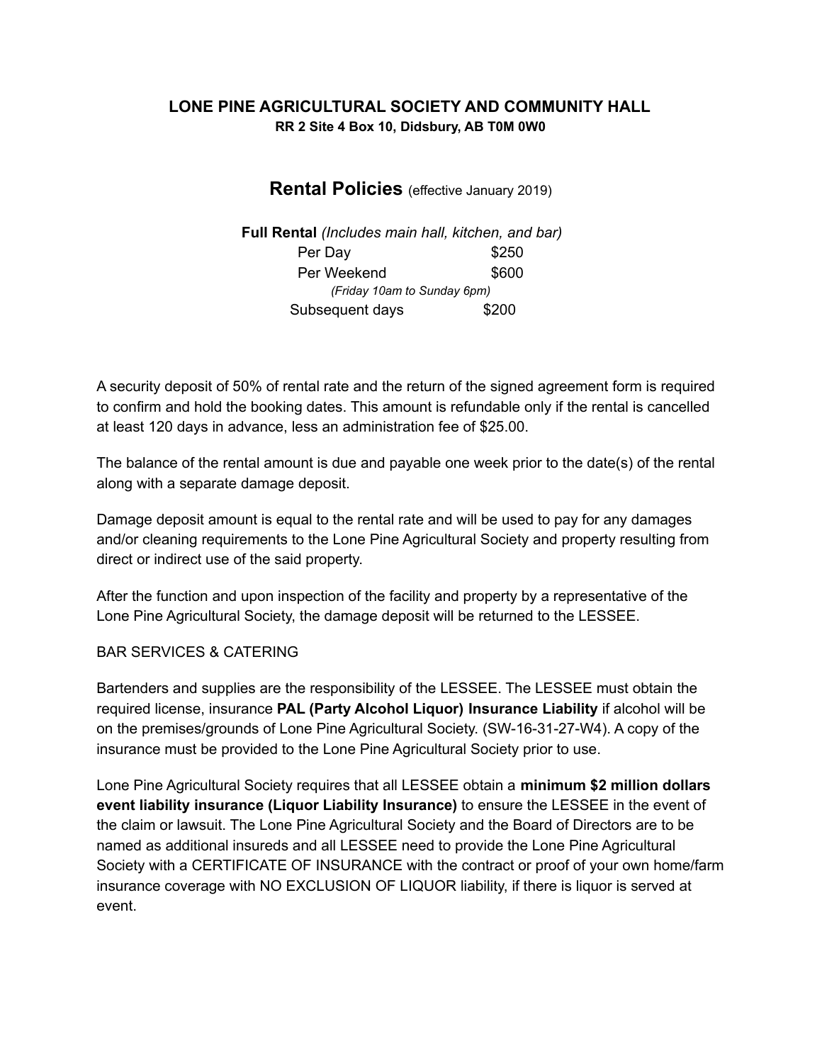# LONE PINE AGRICULTURAL SOCIETY AND COMMUNITY HALL

**RR 2 Site 4 Box 10, Didsbury, AB T0M 0W0**

## Rental Policies (effective January 2019)

**Full Rental** *(Includes main hall, kitchen, and bar)*

| | |
|---|---|
| Per Day | $250 |
| Per Weekend *(Friday 10am to Sunday 6pm)* | $600 |
| Subsequent days | $200 |

A security deposit of 50% of rental rate and the return of the signed agreement form is required to confirm and hold the booking dates. This amount is refundable only if the rental is cancelled at least 120 days in advance, less an administration fee of $25.00.

The balance of the rental amount is due and payable one week prior to the date(s) of the rental along with a separate damage deposit.

Damage deposit amount is equal to the rental rate and will be used to pay for any damages and/or cleaning requirements to the Lone Pine Agricultural Society and property resulting from direct or indirect use of the said property.

After the function and upon inspection of the facility and property by a representative of the Lone Pine Agricultural Society, the damage deposit will be returned to the LESSEE.

BAR SERVICES & CATERING

Bartenders and supplies are the responsibility of the LESSEE. The LESSEE must obtain the required license, insurance **PAL (Party Alcohol Liquor) Insurance Liability** if alcohol will be on the premises/grounds of Lone Pine Agricultural Society. (SW-16-31-27-W4). A copy of the insurance must be provided to the Lone Pine Agricultural Society prior to use.

Lone Pine Agricultural Society requires that all LESSEE obtain a **minimum $2 million dollars event liability insurance (Liquor Liability Insurance)** to ensure the LESSEE in the event of the claim or lawsuit. The Lone Pine Agricultural Society and the Board of Directors are to be named as additional insureds and all LESSEE need to provide the Lone Pine Agricultural Society with a CERTIFICATE OF INSURANCE with the contract or proof of your own home/farm insurance coverage with NO EXCLUSION OF LIQUOR liability, if there is liquor is served at event.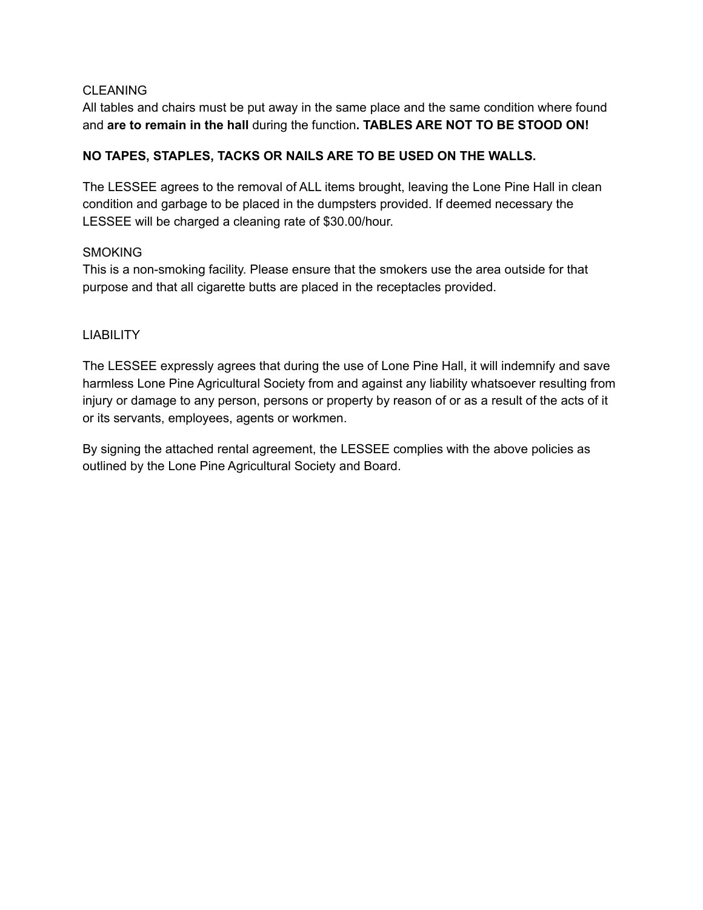## CLEANING

All tables and chairs must be put away in the same place and the same condition where found and **are to remain in the hall** during the function**. TABLES ARE NOT TO BE STOOD ON!**

**NO TAPES, STAPLES, TACKS OR NAILS ARE TO BE USED ON THE WALLS.**

The LESSEE agrees to the removal of ALL items brought, leaving the Lone Pine Hall in clean condition and garbage to be placed in the dumpsters provided. If deemed necessary the LESSEE will be charged a cleaning rate of $30.00/hour.

## SMOKING

This is a non-smoking facility. Please ensure that the smokers use the area outside for that purpose and that all cigarette butts are placed in the receptacles provided.

## LIABILITY

The LESSEE expressly agrees that during the use of Lone Pine Hall, it will indemnify and save harmless Lone Pine Agricultural Society from and against any liability whatsoever resulting from injury or damage to any person, persons or property by reason of or as a result of the acts of it or its servants, employees, agents or workmen.

By signing the attached rental agreement, the LESSEE complies with the above policies as outlined by the Lone Pine Agricultural Society and Board.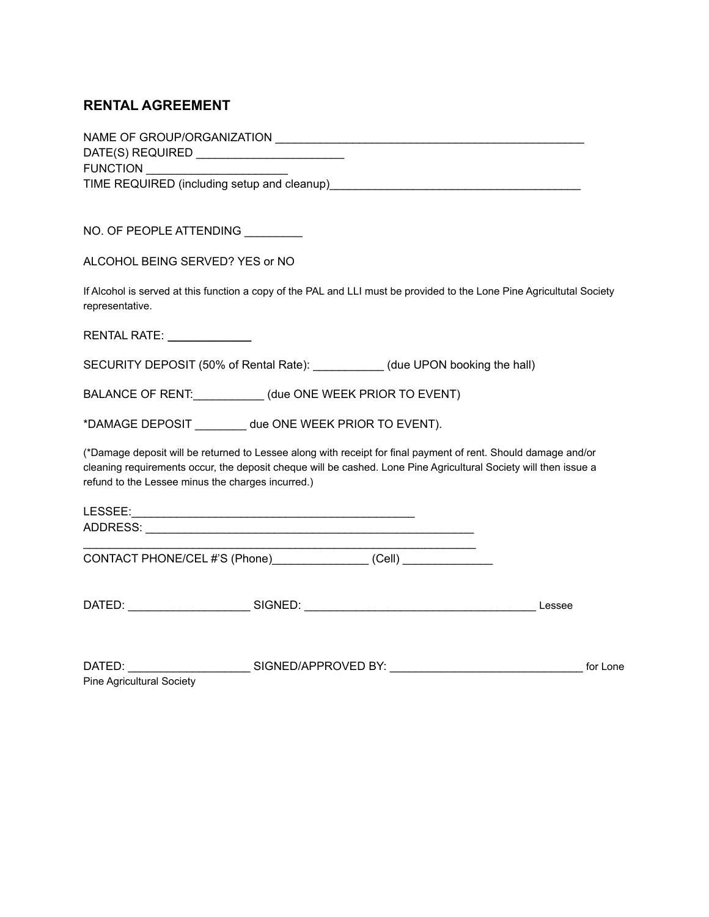## RENTAL AGREEMENT

NAME OF GROUP/ORGANIZATION ___________________________________________________
DATE(S) REQUIRED ________________________
FUNCTION ______________________
TIME REQUIRED (including setup and cleanup)_________________________________________

NO. OF PEOPLE ATTENDING _________

ALCOHOL BEING SERVED? YES or NO

If Alcohol is served at this function a copy of the PAL and LLI must be provided to the Lone Pine Agricultutal Society representative.

RENTAL RATE: _____________

SECURITY DEPOSIT (50% of Rental Rate): ___________ (due UPON booking the hall)

BALANCE OF RENT:___________ (due ONE WEEK PRIOR TO EVENT)

*DAMAGE DEPOSIT ________ due ONE WEEK PRIOR TO EVENT).

(*Damage deposit will be returned to Lessee along with receipt for final payment of rent. Should damage and/or cleaning requirements occur, the deposit cheque will be cashed. Lone Pine Agricultural Society will then issue a refund to the Lessee minus the charges incurred.)

LESSEE:______________________________________________
ADDRESS: _____________________________________________________
________________________________________________________________
CONTACT PHONE/CEL #'S (Phone)_______________ (Cell) ______________

DATED: ___________________ SIGNED: _____________________________________ Lessee

DATED: ___________________ SIGNED/APPROVED BY: _______________________________ for Lone Pine Agricultural Society